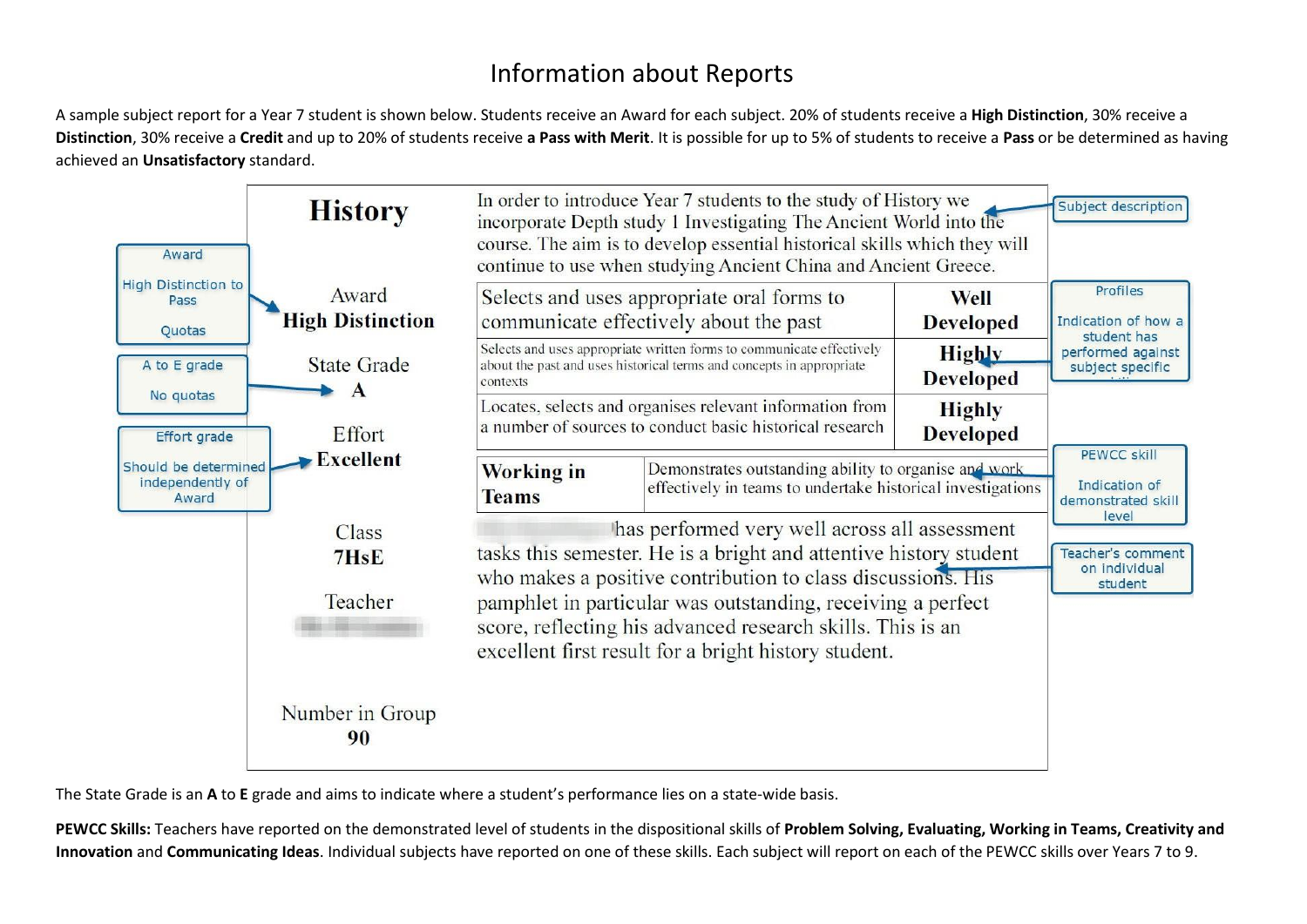# Information about Reports

A sample subject report for a Year 7 student is shown below. Students receive an Award for each subject. 20% of students receive a **High Distinction**, 30% receive a **Distinction**, 30% receive a **Credit** and up to 20% of students receive **a Pass with Merit**. It is possible for up to 5% of students to receive a **Pass** or be determined as having achieved an **Unsatisfactory** standard.

**History**

In order to introduce Year 7 students to the study of History we incorporate Depth study 1 Investigating The Ancient World into the course. The aim is to develop essential historical skills which they will continue to use when studying Ancient China and Ancient Greece. *(Subject description)*

Award: **High Distinction** *(Award — High Distinction to Pass — Quotas)*

State Grade: **A** *(A to E grade — No quotas)*

Effort: **Excellent** *(Effort grade — Should be determined independently of Award)*

Class: **7HsE**

Teacher: [redacted]

Number in Group: **90**

*Profiles — Indication of how a student has performed against subject specific skills:*

| Profile | Level |
| --- | --- |
| Selects and uses appropriate oral forms to communicate effectively about the past | **Well Developed** |
| Selects and uses appropriate written forms to communicate effectively about the past and uses historical terms and concepts in appropriate contexts | **Highly Developed** |
| Locates, selects and organises relevant information from a number of sources to conduct basic historical research | **Highly Developed** |

*PEWCC skill — Indication of demonstrated skill level:*

| PEWCC skill | Level |
| --- | --- |
| **Working in Teams** | Demonstrates outstanding ability to organise and work effectively in teams to undertake historical investigations |

*Teacher's comment on individual student:*

[redacted] has performed very well across all assessment tasks this semester. He is a bright and attentive history student who makes a positive contribution to class discussions. His pamphlet in particular was outstanding, receiving a perfect score, reflecting his advanced research skills. This is an excellent first result for a bright history student.

The State Grade is an **A** to **E** grade and aims to indicate where a student's performance lies on a state-wide basis.

**PEWCC Skills:** Teachers have reported on the demonstrated level of students in the dispositional skills of **Problem Solving, Evaluating, Working in Teams, Creativity and Innovation** and **Communicating Ideas**. Individual subjects have reported on one of these skills. Each subject will report on each of the PEWCC skills over Years 7 to 9.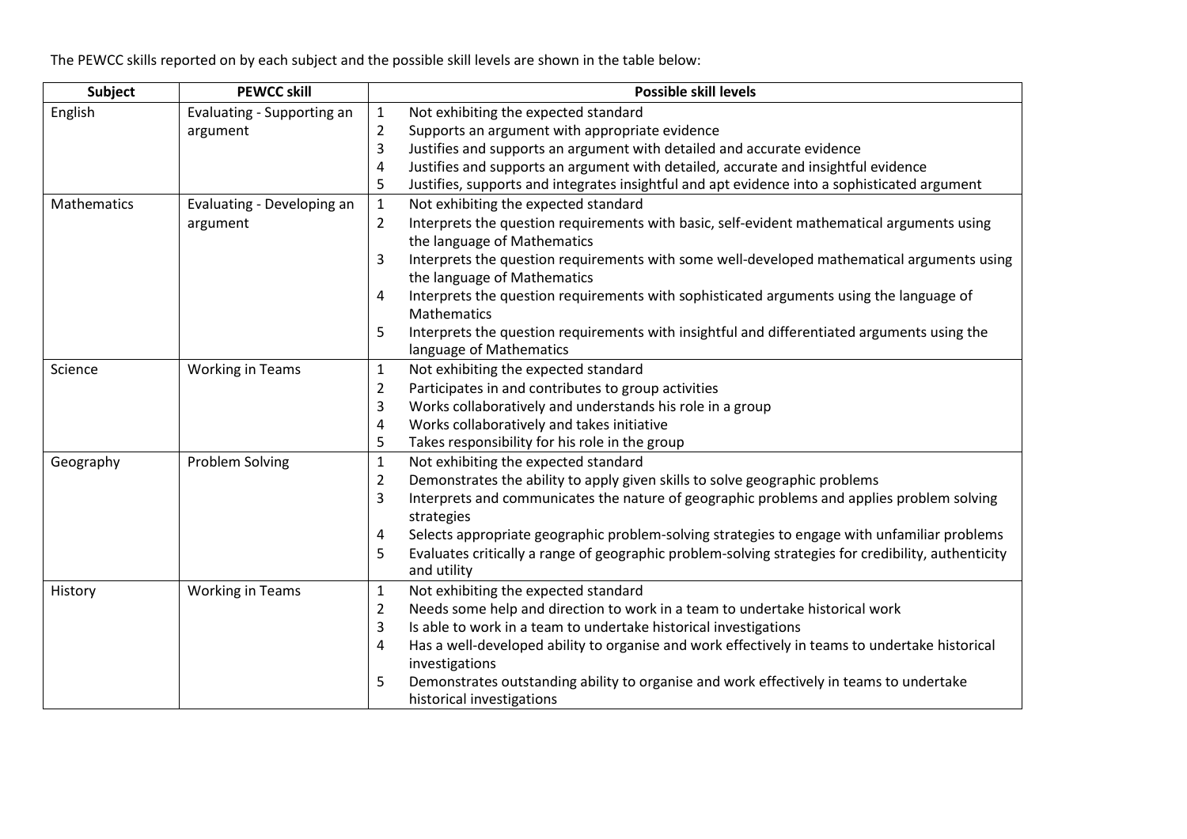The PEWCC skills reported on by each subject and the possible skill levels are shown in the table below:

| Subject | PEWCC skill | Possible skill levels |
| --- | --- | --- |
| English | Evaluating - Supporting an argument | 1 Not exhibiting the expected standard<br>2 Supports an argument with appropriate evidence<br>3 Justifies and supports an argument with detailed and accurate evidence<br>4 Justifies and supports an argument with detailed, accurate and insightful evidence<br>5 Justifies, supports and integrates insightful and apt evidence into a sophisticated argument |
| Mathematics | Evaluating - Developing an argument | 1 Not exhibiting the expected standard<br>2 Interprets the question requirements with basic, self-evident mathematical arguments using the language of Mathematics<br>3 Interprets the question requirements with some well-developed mathematical arguments using the language of Mathematics<br>4 Interprets the question requirements with sophisticated arguments using the language of Mathematics<br>5 Interprets the question requirements with insightful and differentiated arguments using the language of Mathematics |
| Science | Working in Teams | 1 Not exhibiting the expected standard<br>2 Participates in and contributes to group activities<br>3 Works collaboratively and understands his role in a group<br>4 Works collaboratively and takes initiative<br>5 Takes responsibility for his role in the group |
| Geography | Problem Solving | 1 Not exhibiting the expected standard<br>2 Demonstrates the ability to apply given skills to solve geographic problems<br>3 Interprets and communicates the nature of geographic problems and applies problem solving strategies<br>4 Selects appropriate geographic problem-solving strategies to engage with unfamiliar problems<br>5 Evaluates critically a range of geographic problem-solving strategies for credibility, authenticity and utility |
| History | Working in Teams | 1 Not exhibiting the expected standard<br>2 Needs some help and direction to work in a team to undertake historical work<br>3 Is able to work in a team to undertake historical investigations<br>4 Has a well-developed ability to organise and work effectively in teams to undertake historical investigations<br>5 Demonstrates outstanding ability to organise and work effectively in teams to undertake historical investigations |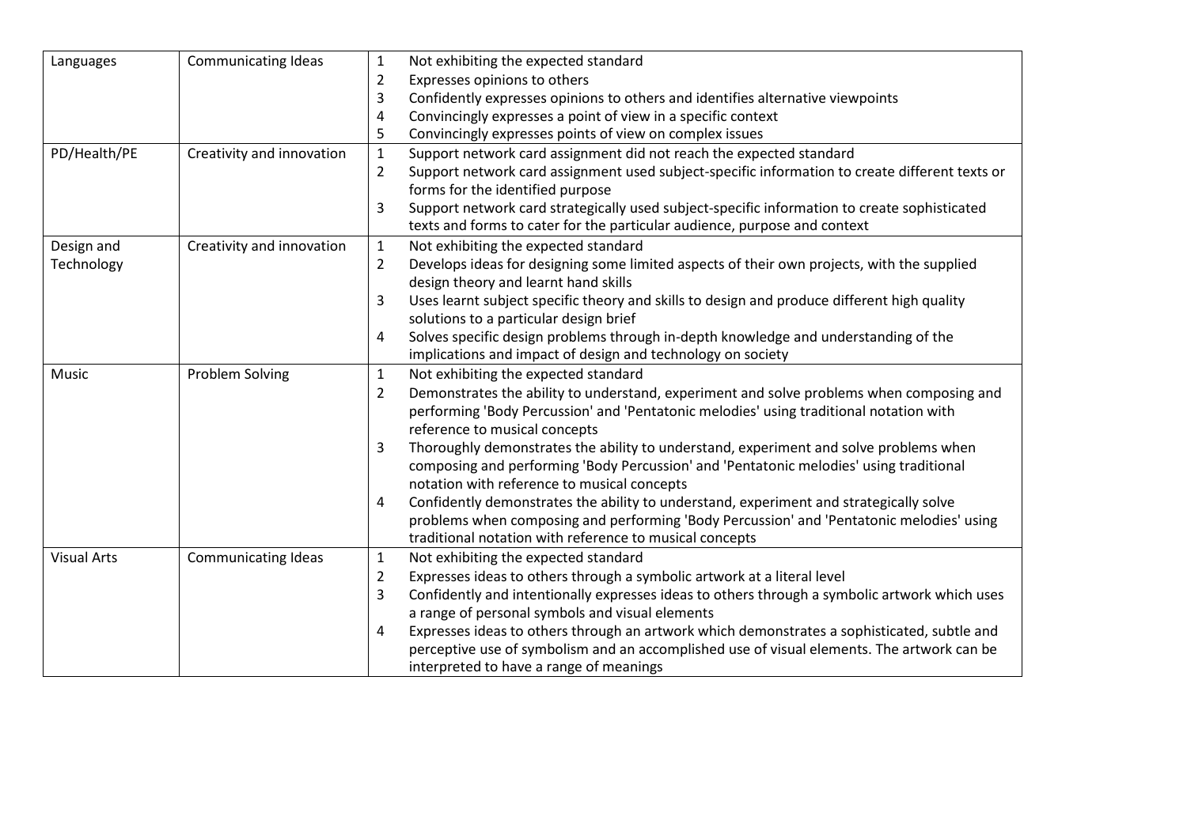| | | | |
|---|---|---|---|
| Languages | Communicating Ideas | 1 | Not exhibiting the expected standard |
| | | 2 | Expresses opinions to others |
| | | 3 | Confidently expresses opinions to others and identifies alternative viewpoints |
| | | 4 | Convincingly expresses a point of view in a specific context |
| | | 5 | Convincingly expresses points of view on complex issues |
| PD/Health/PE | Creativity and innovation | 1 | Support network card assignment did not reach the expected standard |
| | | 2 | Support network card assignment used subject-specific information to create different texts or forms for the identified purpose |
| | | 3 | Support network card strategically used subject-specific information to create sophisticated texts and forms to cater for the particular audience, purpose and context |
| Design and Technology | Creativity and innovation | 1 | Not exhibiting the expected standard |
| | | 2 | Develops ideas for designing some limited aspects of their own projects, with the supplied design theory and learnt hand skills |
| | | 3 | Uses learnt subject specific theory and skills to design and produce different high quality solutions to a particular design brief |
| | | 4 | Solves specific design problems through in-depth knowledge and understanding of the implications and impact of design and technology on society |
| Music | Problem Solving | 1 | Not exhibiting the expected standard |
| | | 2 | Demonstrates the ability to understand, experiment and solve problems when composing and performing 'Body Percussion' and 'Pentatonic melodies' using traditional notation with reference to musical concepts |
| | | 3 | Thoroughly demonstrates the ability to understand, experiment and solve problems when composing and performing 'Body Percussion' and 'Pentatonic melodies' using traditional notation with reference to musical concepts |
| | | 4 | Confidently demonstrates the ability to understand, experiment and strategically solve problems when composing and performing 'Body Percussion' and 'Pentatonic melodies' using traditional notation with reference to musical concepts |
| Visual Arts | Communicating Ideas | 1 | Not exhibiting the expected standard |
| | | 2 | Expresses ideas to others through a symbolic artwork at a literal level |
| | | 3 | Confidently and intentionally expresses ideas to others through a symbolic artwork which uses a range of personal symbols and visual elements |
| | | 4 | Expresses ideas to others through an artwork which demonstrates a sophisticated, subtle and perceptive use of symbolism and an accomplished use of visual elements. The artwork can be interpreted to have a range of meanings |